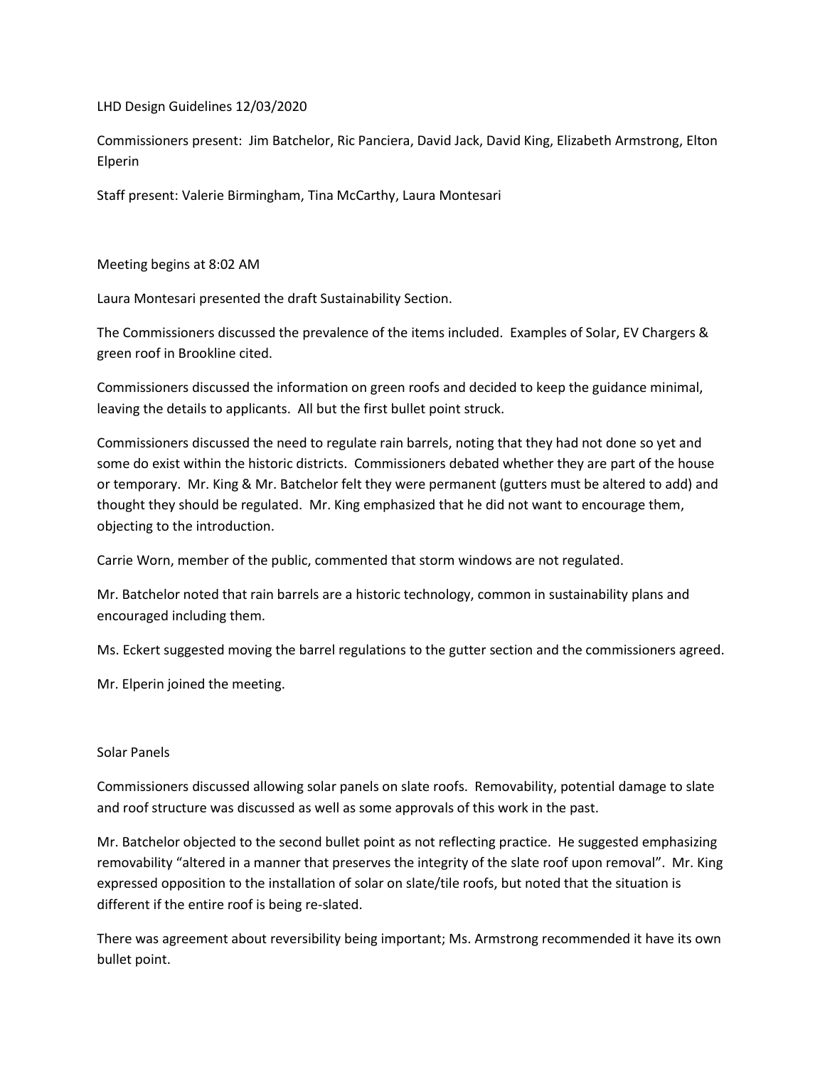LHD Design Guidelines 12/03/2020

Commissioners present: Jim Batchelor, Ric Panciera, David Jack, David King, Elizabeth Armstrong, Elton Elperin

Staff present: Valerie Birmingham, Tina McCarthy, Laura Montesari

Meeting begins at 8:02 AM

Laura Montesari presented the draft Sustainability Section.

The Commissioners discussed the prevalence of the items included. Examples of Solar, EV Chargers & green roof in Brookline cited.

Commissioners discussed the information on green roofs and decided to keep the guidance minimal, leaving the details to applicants. All but the first bullet point struck.

Commissioners discussed the need to regulate rain barrels, noting that they had not done so yet and some do exist within the historic districts. Commissioners debated whether they are part of the house or temporary. Mr. King & Mr. Batchelor felt they were permanent (gutters must be altered to add) and thought they should be regulated. Mr. King emphasized that he did not want to encourage them, objecting to the introduction.

Carrie Worn, member of the public, commented that storm windows are not regulated.

Mr. Batchelor noted that rain barrels are a historic technology, common in sustainability plans and encouraged including them.

Ms. Eckert suggested moving the barrel regulations to the gutter section and the commissioners agreed.

Mr. Elperin joined the meeting.

Solar Panels

Commissioners discussed allowing solar panels on slate roofs. Removability, potential damage to slate and roof structure was discussed as well as some approvals of this work in the past.

Mr. Batchelor objected to the second bullet point as not reflecting practice. He suggested emphasizing removability "altered in a manner that preserves the integrity of the slate roof upon removal". Mr. King expressed opposition to the installation of solar on slate/tile roofs, but noted that the situation is different if the entire roof is being re-slated.

There was agreement about reversibility being important; Ms. Armstrong recommended it have its own bullet point.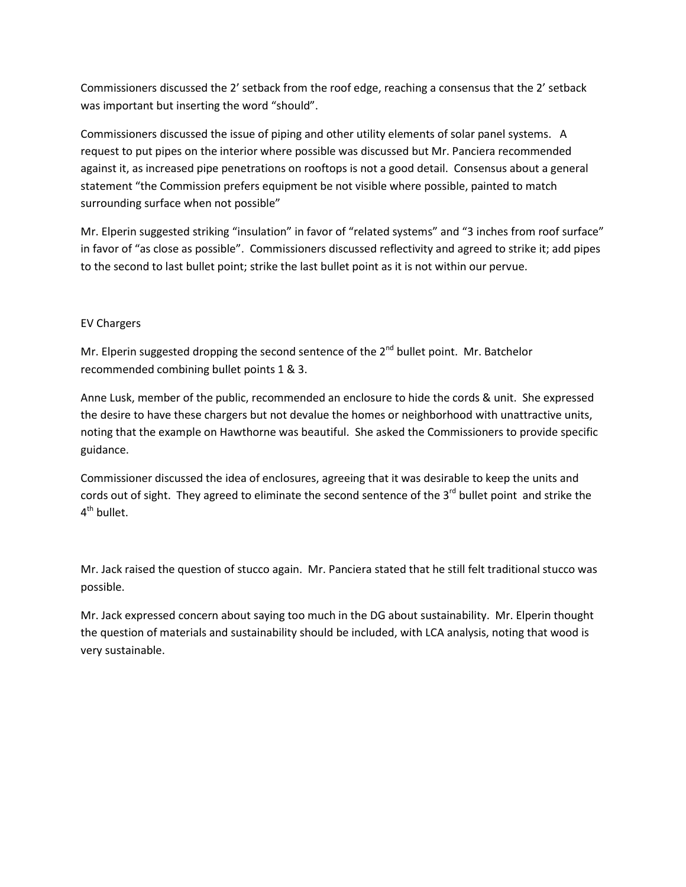Commissioners discussed the 2' setback from the roof edge, reaching a consensus that the 2' setback was important but inserting the word "should".

Commissioners discussed the issue of piping and other utility elements of solar panel systems. A request to put pipes on the interior where possible was discussed but Mr. Panciera recommended against it, as increased pipe penetrations on rooftops is not a good detail. Consensus about a general statement "the Commission prefers equipment be not visible where possible, painted to match surrounding surface when not possible"

Mr. Elperin suggested striking "insulation" in favor of "related systems" and "3 inches from roof surface" in favor of "as close as possible". Commissioners discussed reflectivity and agreed to strike it; add pipes to the second to last bullet point; strike the last bullet point as it is not within our pervue.

EV Chargers

Mr. Elperin suggested dropping the second sentence of the 2nd bullet point. Mr. Batchelor recommended combining bullet points 1 & 3.

Anne Lusk, member of the public, recommended an enclosure to hide the cords & unit. She expressed the desire to have these chargers but not devalue the homes or neighborhood with unattractive units, noting that the example on Hawthorne was beautiful. She asked the Commissioners to provide specific guidance.

Commissioner discussed the idea of enclosures, agreeing that it was desirable to keep the units and cords out of sight. They agreed to eliminate the second sentence of the 3rd bullet point and strike the 4th bullet.

Mr. Jack raised the question of stucco again. Mr. Panciera stated that he still felt traditional stucco was possible.

Mr. Jack expressed concern about saying too much in the DG about sustainability. Mr. Elperin thought the question of materials and sustainability should be included, with LCA analysis, noting that wood is very sustainable.